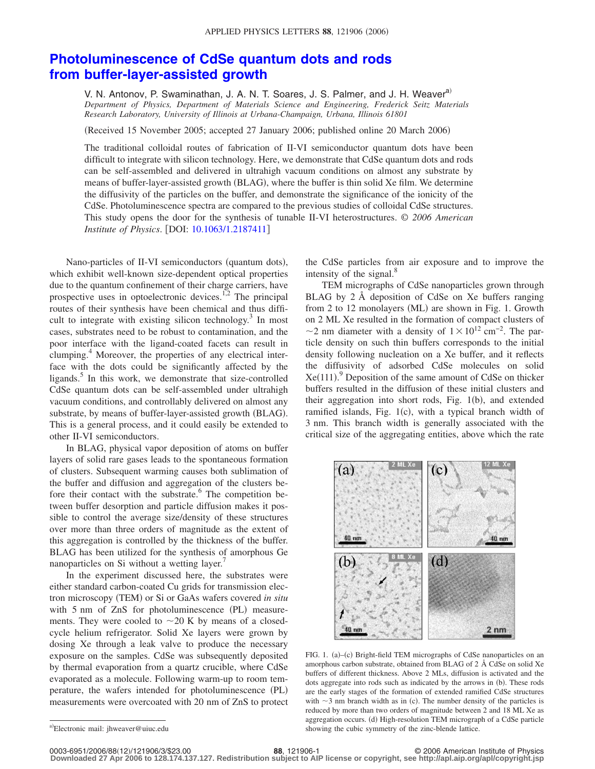# Photoluminescence of CdSe quantum dots and rods from buffer-layer-assisted growth

V. N. Antonov, P. Swaminathan, J. A. N. T. Soares, J. S. Palmer, and J. H. Weaver[a)]

*Department of Physics, Department of Materials Science and Engineering, Frederick Seitz Materials Research Laboratory, University of Illinois at Urbana-Champaign, Urbana, Illinois 61801*

(Received 15 November 2005; accepted 27 January 2006; published online 20 March 2006)

The traditional colloidal routes of fabrication of II-VI semiconductor quantum dots have been difficult to integrate with silicon technology. Here, we demonstrate that CdSe quantum dots and rods can be self-assembled and delivered in ultrahigh vacuum conditions on almost any substrate by means of buffer-layer-assisted growth (BLAG), where the buffer is thin solid Xe film. We determine the diffusivity of the particles on the buffer, and demonstrate the significance of the ionicity of the CdSe. Photoluminescence spectra are compared to the previous studies of colloidal CdSe structures. This study opens the door for the synthesis of tunable II-VI heterostructures. © *2006 American Institute of Physics*. [DOI: 10.1063/1.2187411]

Nano-particles of II-VI semiconductors (quantum dots), which exhibit well-known size-dependent optical properties due to the quantum confinement of their charge carriers, have prospective uses in optoelectronic devices.[1,2] The principal routes of their synthesis have been chemical and thus difficult to integrate with existing silicon technology.[3] In most cases, substrates need to be robust to contamination, and the poor interface with the ligand-coated facets can result in clumping.[4] Moreover, the properties of any electrical interface with the dots could be significantly affected by the ligands.[5] In this work, we demonstrate that size-controlled CdSe quantum dots can be self-assembled under ultrahigh vacuum conditions, and controllably delivered on almost any substrate, by means of buffer-layer-assisted growth (BLAG). This is a general process, and it could easily be extended to other II-VI semiconductors.

In BLAG, physical vapor deposition of atoms on buffer layers of solid rare gases leads to the spontaneous formation of clusters. Subsequent warming causes both sublimation of the buffer and diffusion and aggregation of the clusters before their contact with the substrate.[6] The competition between buffer desorption and particle diffusion makes it possible to control the average size/density of these structures over more than three orders of magnitude as the extent of this aggregation is controlled by the thickness of the buffer. BLAG has been utilized for the synthesis of amorphous Ge nanoparticles on Si without a wetting layer.[7]

In the experiment discussed here, the substrates were either standard carbon-coated Cu grids for transmission electron microscopy (TEM) or Si or GaAs wafers covered *in situ* with 5 nm of ZnS for photoluminescence (PL) measurements. They were cooled to ~20 K by means of a closed-cycle helium refrigerator. Solid Xe layers were grown by dosing Xe through a leak valve to produce the necessary exposure on the samples. CdSe was subsequently deposited by thermal evaporation from a quartz crucible, where CdSe evaporated as a molecule. Following warm-up to room temperature, the wafers intended for photoluminescence (PL) measurements were overcoated with 20 nm of ZnS to protect the CdSe particles from air exposure and to improve the intensity of the signal.[8]

TEM micrographs of CdSe nanoparticles grown through BLAG by 2 Å deposition of CdSe on Xe buffers ranging from 2 to 12 monolayers (ML) are shown in Fig. 1. Growth on 2 ML Xe resulted in the formation of compact clusters of ~2 nm diameter with a density of $1\times10^{12}$ cm$^{-2}$. The particle density on such thin buffers corresponds to the initial density following nucleation on a Xe buffer, and it reflects the diffusivity of adsorbed CdSe molecules on solid Xe(111).[9] Deposition of the same amount of CdSe on thicker buffers resulted in the diffusion of these initial clusters and their aggregation into short rods, Fig. 1(b), and extended ramified islands, Fig. 1(c), with a typical branch width of 3 nm. This branch width is generally associated with the critical size of the aggregating entities, above which the rate

FIG. 1. (a)–(c) Bright-field TEM micrographs of CdSe nanoparticles on an amorphous carbon substrate, obtained from BLAG of 2 Å CdSe on solid Xe buffers of different thickness. Above 2 MLs, diffusion is activated and the dots aggregate into rods such as indicated by the arrows in (b). These rods are the early stages of the formation of extended ramified CdSe structures with ~3 nm branch width as in (c). The number density of the particles is reduced by more than two orders of magnitude between 2 and 18 ML Xe as aggregation occurs. (d) High-resolution TEM micrograph of a CdSe particle showing the cubic symmetry of the zinc-blende lattice.

a)Electronic mail: jhweaver@uiuc.edu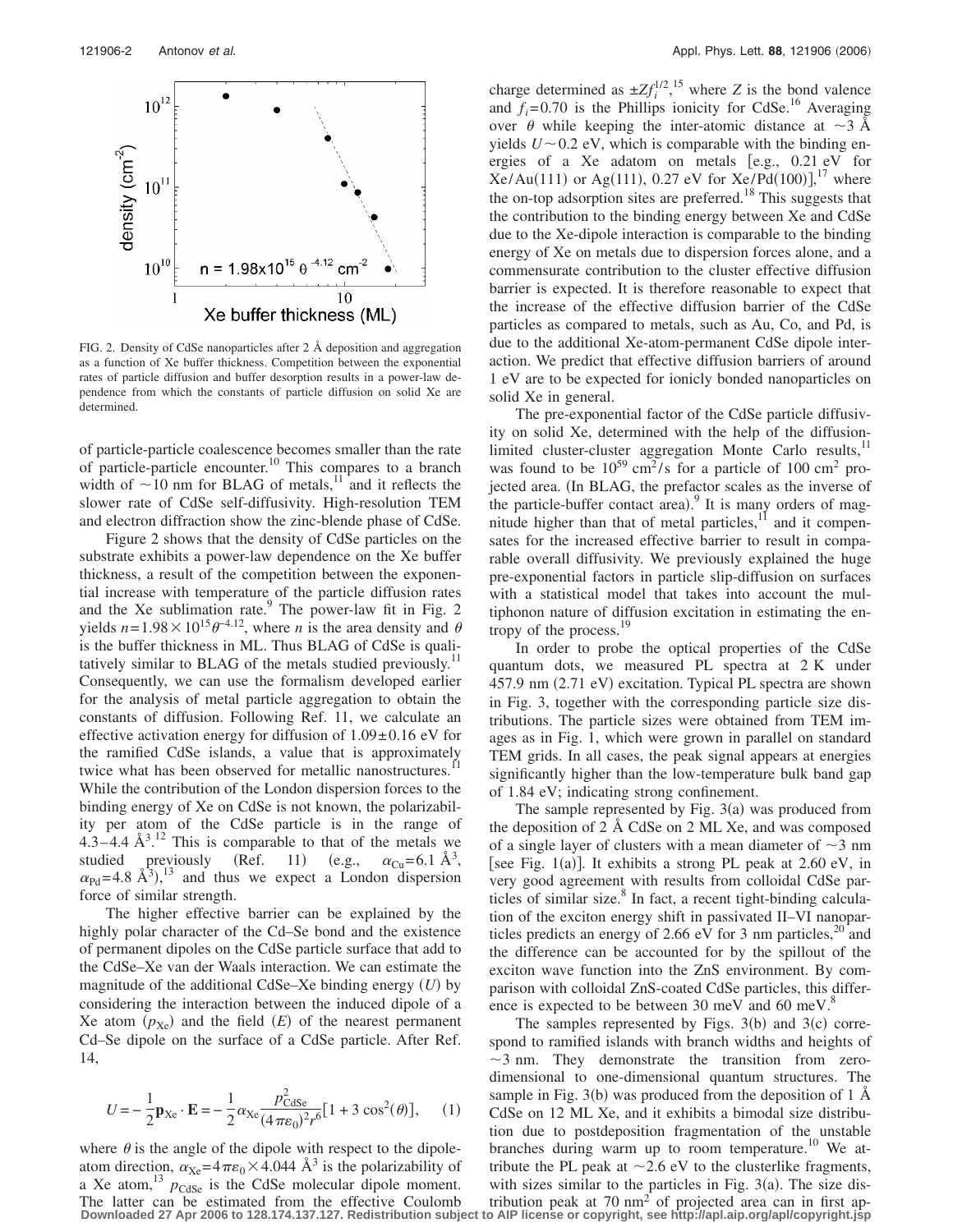FIG. 2. Density of CdSe nanoparticles after 2 Å deposition and aggregation as a function of Xe buffer thickness. Competition between the exponential rates of particle diffusion and buffer desorption results in a power-law dependence from which the constants of particle diffusion on solid Xe are determined.

of particle-particle coalescence becomes smaller than the rate of particle-particle encounter.[10] This compares to a branch width of ~10 nm for BLAG of metals,[11] and it reflects the slower rate of CdSe self-diffusivity. High-resolution TEM and electron diffraction show the zinc-blende phase of CdSe.

Figure 2 shows that the density of CdSe particles on the substrate exhibits a power-law dependence on the Xe buffer thickness, a result of the competition between the exponential increase with temperature of the particle diffusion rates and the Xe sublimation rate.[9] The power-law fit in Fig. 2 yields $n = 1.98 \times 10^{15} \theta^{-4.12}$, where $n$ is the area density and $\theta$ is the buffer thickness in ML. Thus BLAG of CdSe is qualitatively similar to BLAG of the metals studied previously.[11] Consequently, we can use the formalism developed earlier for the analysis of metal particle aggregation to obtain the constants of diffusion. Following Ref. 11, we calculate an effective activation energy for diffusion of $1.09 \pm 0.16$ eV for the ramified CdSe islands, a value that is approximately twice what has been observed for metallic nanostructures.[11] While the contribution of the London dispersion forces to the binding energy of Xe on CdSe is not known, the polarizability per atom of the CdSe particle is in the range of 4.3–4.4 Å$^3$.[12] This is comparable to that of the metals we studied previously (Ref. 11) (e.g., $\alpha_{Cu} = 6.1$ Å$^3$, $\alpha_{Pd} = 4.8$ Å$^3$),[13] and thus we expect a London dispersion force of similar strength.

The higher effective barrier can be explained by the highly polar character of the Cd–Se bond and the existence of permanent dipoles on the CdSe particle surface that add to the CdSe–Xe van der Waals interaction. We can estimate the magnitude of the additional CdSe–Xe binding energy ($U$) by considering the interaction between the induced dipole of a Xe atom ($p_{Xe}$) and the field ($E$) of the nearest permanent Cd–Se dipole on the surface of a CdSe particle. After Ref. 14,

$$U = -\frac{1}{2}\mathbf{p}_{Xe} \cdot \mathbf{E} = -\frac{1}{2}\alpha_{Xe}\frac{p_{CdSe}^2}{(4\pi\varepsilon_0)^2 r^6}[1 + 3\cos^2(\theta)], \quad (1)$$

where $\theta$ is the angle of the dipole with respect to the dipole-atom direction, $\alpha_{Xe} = 4\pi\varepsilon_0 \times 4.044$ Å$^3$ is the polarizability of a Xe atom,[13] $p_{CdSe}$ is the CdSe molecular dipole moment. The latter can be estimated from the effective Coulomb charge determined as $\pm Z f_i^{1/2}$,[15] where $Z$ is the bond valence and $f_i = 0.70$ is the Phillips ionicity for CdSe.[16] Averaging over $\theta$ while keeping the inter-atomic distance at ~3 Å yields $U \sim 0.2$ eV, which is comparable with the binding energies of a Xe adatom on metals [e.g., 0.21 eV for Xe/Au(111) or Ag(111), 0.27 eV for Xe/Pd(100)],[17] where the on-top adsorption sites are preferred.[18] This suggests that the contribution to the binding energy between Xe and CdSe due to the Xe-dipole interaction is comparable to the binding energy of Xe on metals due to dispersion forces alone, and a commensurate contribution to the cluster effective diffusion barrier is expected. It is therefore reasonable to expect that the increase of the effective diffusion barrier of the CdSe particles as compared to metals, such as Au, Co, and Pd, is due to the additional Xe-atom-permanent CdSe dipole interaction. We predict that effective diffusion barriers of around 1 eV are to be expected for ionicly bonded nanoparticles on solid Xe in general.

The pre-exponential factor of the CdSe particle diffusivity on solid Xe, determined with the help of the diffusion-limited cluster-cluster aggregation Monte Carlo results,[11] was found to be $10^{59}$ cm$^2$/s for a particle of 100 cm$^2$ projected area. (In BLAG, the prefactor scales as the inverse of the particle-buffer contact area).[9] It is many orders of magnitude higher than that of metal particles,[11] and it compensates for the increased effective barrier to result in comparable overall diffusivity. We previously explained the huge pre-exponential factors in particle slip-diffusion on surfaces with a statistical model that takes into account the multiphonon nature of diffusion excitation in estimating the entropy of the process.[19]

In order to probe the optical properties of the CdSe quantum dots, we measured PL spectra at 2 K under 457.9 nm (2.71 eV) excitation. Typical PL spectra are shown in Fig. 3, together with the corresponding particle size distributions. The particle sizes were obtained from TEM images as in Fig. 1, which were grown in parallel on standard TEM grids. In all cases, the peak signal appears at energies significantly higher than the low-temperature bulk band gap of 1.84 eV; indicating strong confinement.

The sample represented by Fig. 3(a) was produced from the deposition of 2 Å CdSe on 2 ML Xe, and was composed of a single layer of clusters with a mean diameter of ~3 nm [see Fig. 1(a)]. It exhibits a strong PL peak at 2.60 eV, in very good agreement with results from colloidal CdSe particles of similar size.[8] In fact, a recent tight-binding calculation of the exciton energy shift in passivated II–VI nanoparticles predicts an energy of 2.66 eV for 3 nm particles,[20] and the difference can be accounted for by the spillout of the exciton wave function into the ZnS environment. By comparison with colloidal ZnS-coated CdSe particles, this difference is expected to be between 30 meV and 60 meV.[8]

The samples represented by Figs. 3(b) and 3(c) correspond to ramified islands with branch widths and heights of ~3 nm. They demonstrate the transition from zero-dimensional to one-dimensional quantum structures. The sample in Fig. 3(b) was produced from the deposition of 1 Å CdSe on 12 ML Xe, and it exhibits a bimodal size distribution due to postdeposition fragmentation of the unstable branches during warm up to room temperature.[10] We attribute the PL peak at ~2.6 eV to the clusterlike fragments, with sizes similar to the particles in Fig. 3(a). The size distribution peak at 70 nm$^2$ of projected area can in first ap-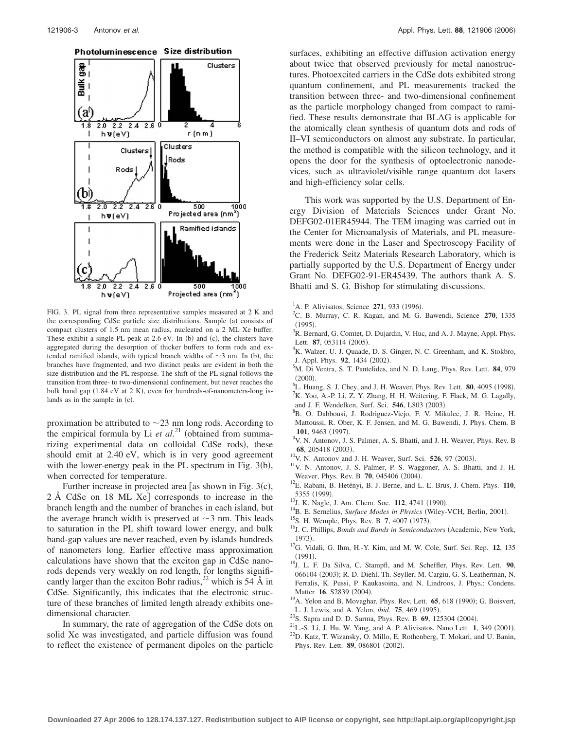Photoluminescence Size distribution

Bulk gap

(a)

Clusters

1.8 2.0 2.2 2.4 2.6 0 2 4 6

hν(eV) r (nm)

(b)

Clusters

Rods

Clusters

Rods

1.8 2.0 2.2 2.4 2.6 0 500 1000

hν(eV) Projected area (nm²)

(c)

Ramified islands

1.8 2.0 2.2 2.4 2.6 0 500 1000

hν(eV) Projected area (nm²)

FIG. 3. PL signal from three representative samples measured at 2 K and the corresponding CdSe particle size distributions. Sample (a) consists of compact clusters of 1.5 nm mean radius, nucleated on a 2 ML Xe buffer. These exhibit a single PL peak at 2.6 eV. In (b) and (c), the clusters have aggregated during the desorption of thicker buffers to form rods and extended ramified islands, with typical branch widths of ~3 nm. In (b), the branches have fragmented, and two distinct peaks are evident in both the size distribution and the PL response. The shift of the PL signal follows the transition from three- to two-dimensional confinement, but never reaches the bulk band gap (1.84 eV at 2 K), even for hundreds-of-nanometers-long islands as in the sample in (c).

proximation be attributed to ~23 nm long rods. According to the empirical formula by Li *et al.*[21] (obtained from summarizing experimental data on colloidal CdSe rods), these should emit at 2.40 eV, which is in very good agreement with the lower-energy peak in the PL spectrum in Fig. 3(b), when corrected for temperature.

Further increase in projected area [as shown in Fig. 3(c), 2 Å CdSe on 18 ML Xe] corresponds to increase in the branch length and the number of branches in each island, but the average branch width is preserved at ~3 nm. This leads to saturation in the PL shift toward lower energy, and bulk band-gap values are never reached, even by islands hundreds of nanometers long. Earlier effective mass approximation calculations have shown that the exciton gap in CdSe nanorods depends very weakly on rod length, for lengths significantly larger than the exciton Bohr radius,[22] which is 54 Å in CdSe. Significantly, this indicates that the electronic structure of these branches of limited length already exhibits one-dimensional character.

In summary, the rate of aggregation of the CdSe dots on solid Xe was investigated, and particle diffusion was found to reflect the existence of permanent dipoles on the particle surfaces, exhibiting an effective diffusion activation energy about twice that observed previously for metal nanostructures. Photoexcited carriers in the CdSe dots exhibited strong quantum confinement, and PL measurements tracked the transition between three- and two-dimensional confinement as the particle morphology changed from compact to ramified. These results demonstrate that BLAG is applicable for the atomically clean synthesis of quantum dots and rods of II–VI semiconductors on almost any substrate. In particular, the method is compatible with the silicon technology, and it opens the door for the synthesis of optoelectronic nanodevices, such as ultraviolet/visible range quantum dot lasers and high-efficiency solar cells.

This work was supported by the U.S. Department of Energy Division of Materials Sciences under Grant No. DEFG02-01ER45944. The TEM imaging was carried out in the Center for Microanalysis of Materials, and PL measurements were done in the Laser and Spectroscopy Facility of the Frederick Seitz Materials Research Laboratory, which is partially supported by the U.S. Department of Energy under Grant No. DEFG02-91-ER45439. The authors thank A. S. Bhatti and S. G. Bishop for stimulating discussions.

[1] A. P. Alivisatos, Science **271**, 933 (1996).
[2] C. B. Murray, C. R. Kagan, and M. G. Bawendi, Science **270**, 1335 (1995).
[3] R. Bernard, G. Comtet, D. Dujardin, V. Huc, and A. J. Mayne, Appl. Phys. Lett. **87**, 053114 (2005).
[4] K. Walzer, U. J. Quaade, D. S. Ginger, N. C. Greenham, and K. Stokbro, J. Appl. Phys. **92**, 1434 (2002).
[5] M. Di Ventra, S. T. Pantelides, and N. D. Lang, Phys. Rev. Lett. **84**, 979 (2000).
[6] L. Huang, S. J. Chey, and J. H. Weaver, Phys. Rev. Lett. **80**, 4095 (1998).
[7] K. Yoo, A.-P. Li, Z. Y. Zhang, H. H. Weitering, F. Flack, M. G. Lagally, and J. F. Wendelken, Surf. Sci. **546**, L803 (2003).
[8] B. O. Dabbousi, J. Rodriguez-Viejo, F. V. Mikulec, J. R. Heine, H. Mattoussi, R. Ober, K. F. Jensen, and M. G. Bawendi, J. Phys. Chem. B **101**, 9463 (1997).
[9] V. N. Antonov, J. S. Palmer, A. S. Bhatti, and J. H. Weaver, Phys. Rev. B **68**, 205418 (2003).
[10] V. N. Antonov and J. H. Weaver, Surf. Sci. **526**, 97 (2003).
[11] V. N. Antonov, J. S. Palmer, P. S. Waggoner, A. S. Bhatti, and J. H. Weaver, Phys. Rev. B **70**, 045406 (2004).
[12] E. Rabani, B. Hetényi, B. J. Berne, and L. E. Brus, J. Chem. Phys. **110**, 5355 (1999).
[13] J. K. Nagle, J. Am. Chem. Soc. **112**, 4741 (1990).
[14] B. E. Sernelius, *Surface Modes in Physics* (Wiley-VCH, Berlin, 2001).
[15] S. H. Wemple, Phys. Rev. B **7**, 4007 (1973).
[16] J. C. Phillips, *Bonds and Bands in Semiconductors* (Academic, New York, 1973).
[17] G. Vidali, G. Ihm, H.-Y. Kim, and M. W. Cole, Surf. Sci. Rep. **12**, 135 (1991).
[18] J. L. F. Da Silva, C. Stampfl, and M. Scheffler, Phys. Rev. Lett. **90**, 066104 (2003); R. D. Diehl, Th. Seyller, M. Cargiu, G. S. Leatherman, N. Ferralis, K. Pussi, P. Kaukasoina, and N. Lindroos, J. Phys.: Condens. Matter **16**, S2839 (2004).
[19] A. Yelon and B. Movaghar, Phys. Rev. Lett. **65**, 618 (1990); G. Boisvert, L. J. Lewis, and A. Yelon, *ibid.* **75**, 469 (1995).
[20] S. Sapra and D. D. Sarma, Phys. Rev. B **69**, 125304 (2004).
[21] L.-S. Li, J. Hu, W. Yang, and A. P. Alivisatos, Nano Lett. **1**, 349 (2001).
[22] D. Katz, T. Wizansky, O. Millo, E. Rothenberg, T. Mokari, and U. Banin, Phys. Rev. Lett. **89**, 086801 (2002).